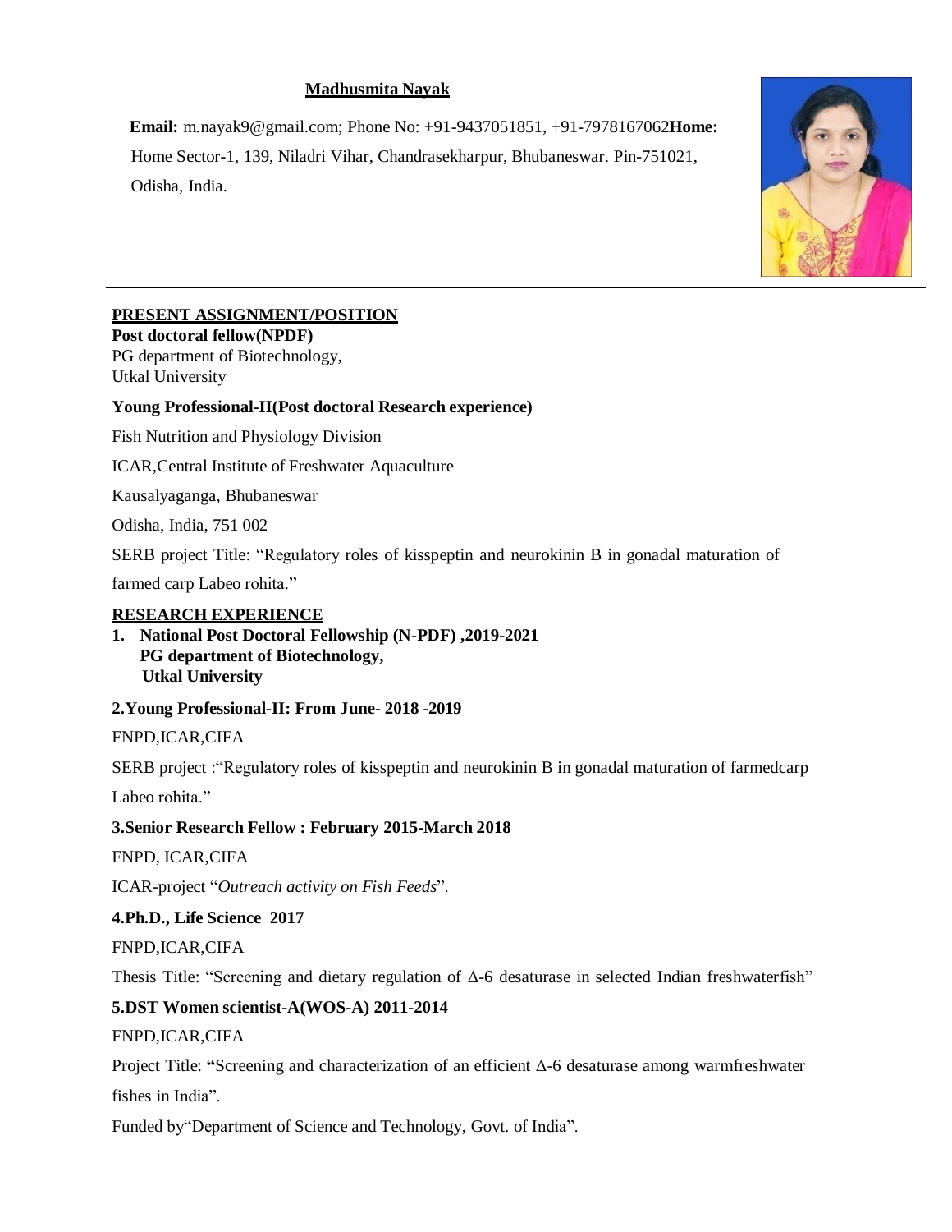**Madhusmita Nayak**

**Email:** m.nayak9@gmail.com; Phone No: +91-9437051851, +91-7978167062**Home:** Home Sector-1, 139, Niladri Vihar, Chandrasekharpur, Bhubaneswar. Pin-751021, Odisha, India.

---

## PRESENT ASSIGNMENT/POSITION

**Post doctoral fellow(NPDF)**
PG department of Biotechnology,
Utkal University

**Young Professional-II(Post doctoral Research experience)**

Fish Nutrition and Physiology Division

ICAR,Central Institute of Freshwater Aquaculture

Kausalyaganga, Bhubaneswar

Odisha, India, 751 002

SERB project Title: "Regulatory roles of kisspeptin and neurokinin B in gonadal maturation of farmed carp Labeo rohita."

## RESEARCH EXPERIENCE

1. **National Post Doctoral Fellowship (N-PDF) ,2019-2021**
   **PG department of Biotechnology,**
   **Utkal University**

**2.Young Professional-II: From June- 2018 -2019**

FNPD,ICAR,CIFA

SERB project :"Regulatory roles of kisspeptin and neurokinin B in gonadal maturation of farmedcarp Labeo rohita."

**3.Senior Research Fellow : February 2015-March 2018**

FNPD, ICAR,CIFA

ICAR-project "*Outreach activity on Fish Feeds*".

**4.Ph.D., Life Science 2017**

FNPD,ICAR,CIFA

Thesis Title: "Screening and dietary regulation of $\Delta$-6 desaturase in selected Indian freshwaterfish"

**5.DST Women scientist-A(WOS-A) 2011-2014**

FNPD,ICAR,CIFA

Project Title: **"**Screening and characterization of an efficient $\Delta$-6 desaturase among warmfreshwater fishes in India".

Funded by"Department of Science and Technology, Govt. of India".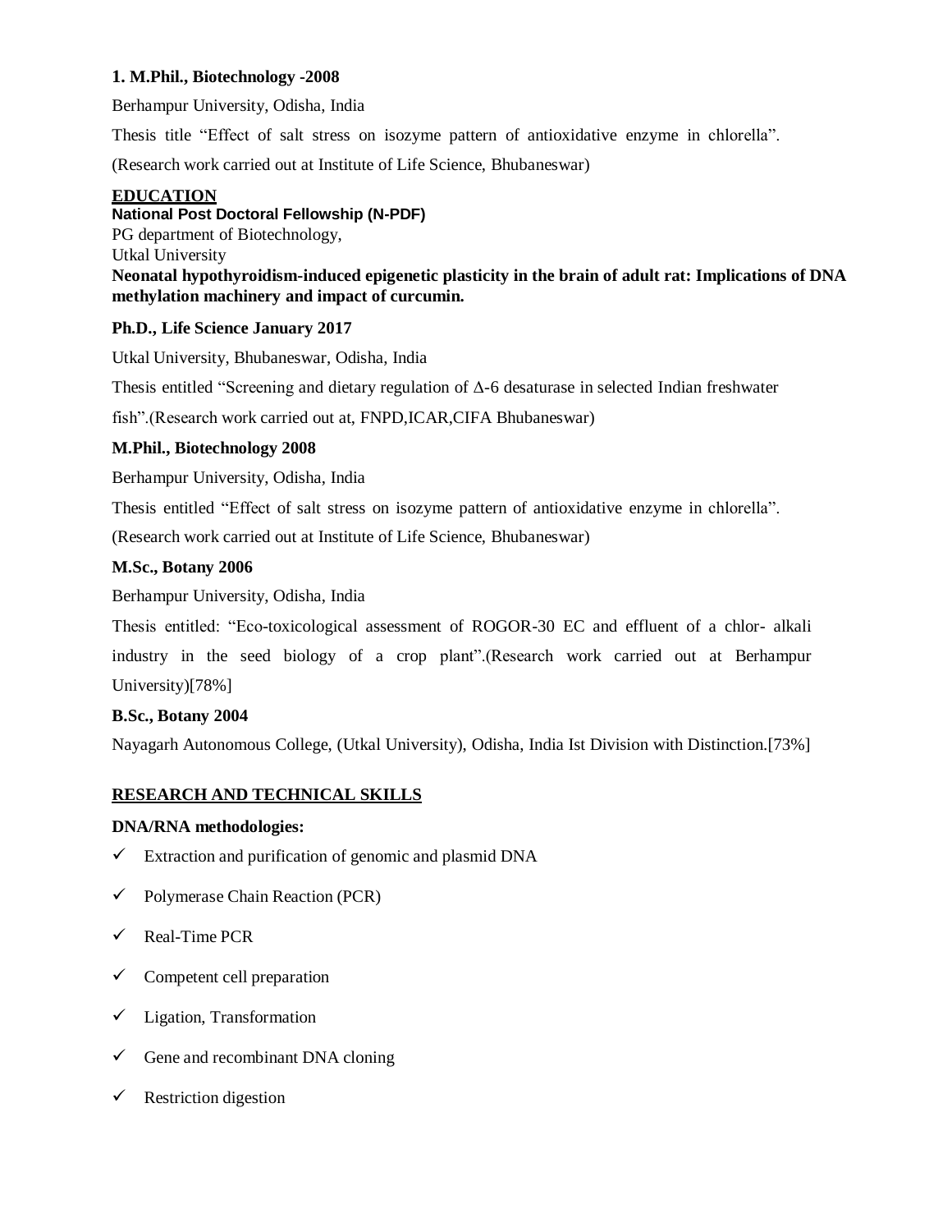**1. M.Phil., Biotechnology -2008**

Berhampur University, Odisha, India

Thesis title "Effect of salt stress on isozyme pattern of antioxidative enzyme in chlorella".

(Research work carried out at Institute of Life Science, Bhubaneswar)

## EDUCATION

**National Post Doctoral Fellowship (N-PDF)**

PG department of Biotechnology,

Utkal University

**Neonatal hypothyroidism-induced epigenetic plasticity in the brain of adult rat: Implications of DNA methylation machinery and impact of curcumin.**

**Ph.D., Life Science January 2017**

Utkal University, Bhubaneswar, Odisha, India

Thesis entitled "Screening and dietary regulation of Δ-6 desaturase in selected Indian freshwater fish".(Research work carried out at, FNPD,ICAR,CIFA Bhubaneswar)

**M.Phil., Biotechnology 2008**

Berhampur University, Odisha, India

Thesis entitled "Effect of salt stress on isozyme pattern of antioxidative enzyme in chlorella".

(Research work carried out at Institute of Life Science, Bhubaneswar)

**M.Sc., Botany 2006**

Berhampur University, Odisha, India

Thesis entitled: "Eco-toxicological assessment of ROGOR-30 EC and effluent of a chlor- alkali industry in the seed biology of a crop plant".(Research work carried out at Berhampur University)[78%]

**B.Sc., Botany 2004**

Nayagarh Autonomous College, (Utkal University), Odisha, India Ist Division with Distinction.[73%]

## RESEARCH AND TECHNICAL SKILLS

**DNA/RNA methodologies:**

- ✓ Extraction and purification of genomic and plasmid DNA
- ✓ Polymerase Chain Reaction (PCR)
- ✓ Real-Time PCR
- ✓ Competent cell preparation
- ✓ Ligation, Transformation
- ✓ Gene and recombinant DNA cloning
- ✓ Restriction digestion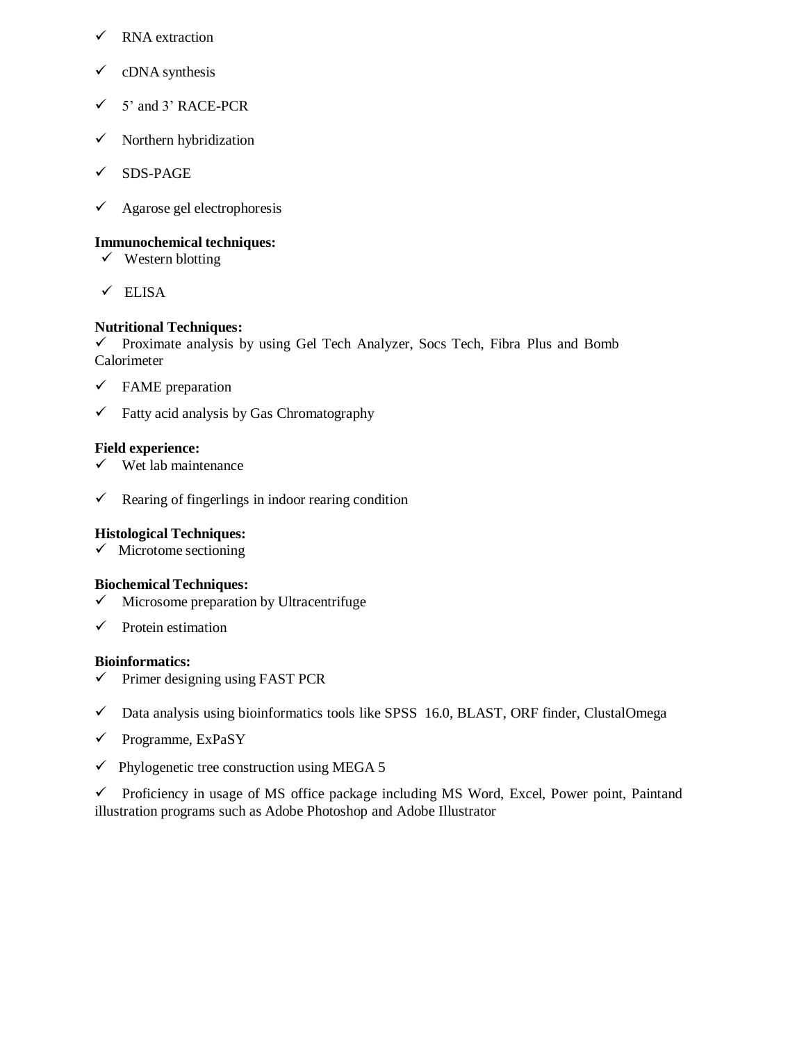- ✓ RNA extraction
- ✓ cDNA synthesis
- ✓ 5' and 3' RACE-PCR
- ✓ Northern hybridization
- ✓ SDS-PAGE
- ✓ Agarose gel electrophoresis

**Immunochemical techniques:**

- ✓ Western blotting
- ✓ ELISA

**Nutritional Techniques:**

- ✓ Proximate analysis by using Gel Tech Analyzer, Socs Tech, Fibra Plus and Bomb Calorimeter
- ✓ FAME preparation
- ✓ Fatty acid analysis by Gas Chromatography

**Field experience:**

- ✓ Wet lab maintenance
- ✓ Rearing of fingerlings in indoor rearing condition

**Histological Techniques:**

- ✓ Microtome sectioning

**Biochemical Techniques:**

- ✓ Microsome preparation by Ultracentrifuge
- ✓ Protein estimation

**Bioinformatics:**

- ✓ Primer designing using FAST PCR
- ✓ Data analysis using bioinformatics tools like SPSS 16.0, BLAST, ORF finder, ClustalOmega
- ✓ Programme, ExPaSY
- ✓ Phylogenetic tree construction using MEGA 5
- ✓ Proficiency in usage of MS office package including MS Word, Excel, Power point, Paintand illustration programs such as Adobe Photoshop and Adobe Illustrator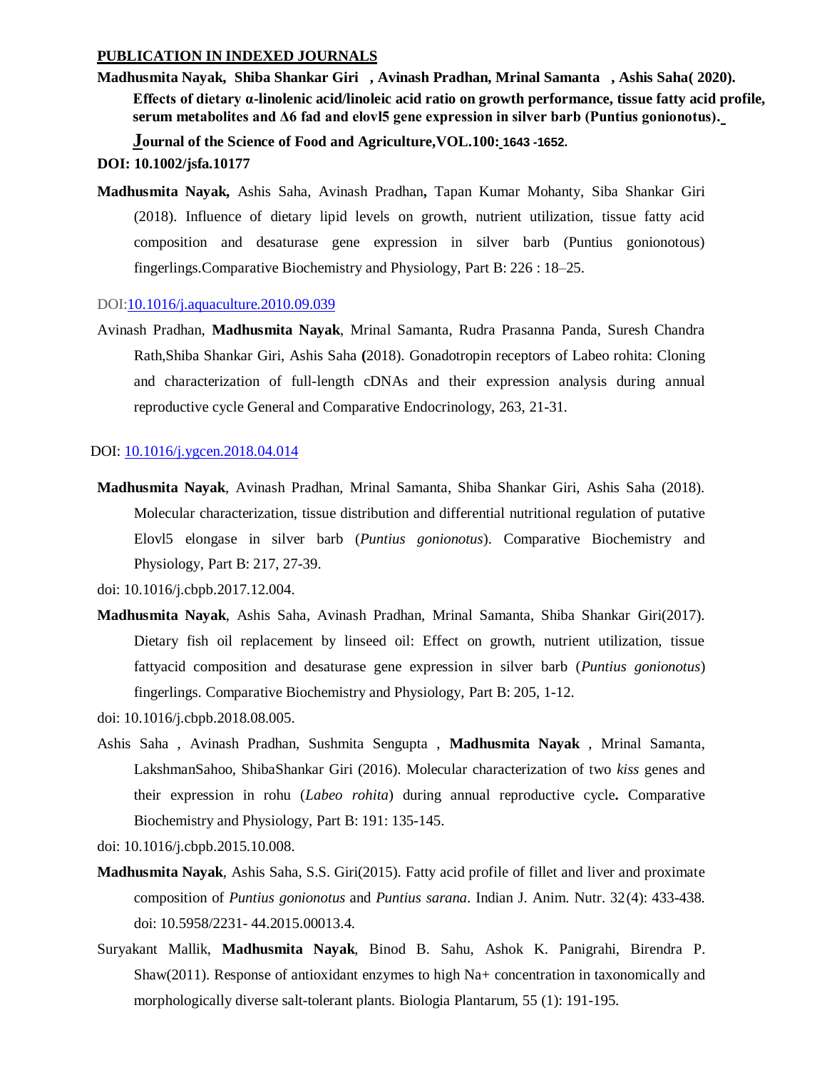## PUBLICATION IN INDEXED JOURNALS

**Madhusmita Nayak, Shiba Shankar Giri , Avinash Pradhan, Mrinal Samanta , Ashis Saha( 2020). Effects of dietary α-linolenic acid/linoleic acid ratio on growth performance, tissue fatty acid profile, serum metabolites and Δ6 fad and elovl5 gene expression in silver barb (Puntius gonionotus). Journal of the Science of Food and Agriculture,VOL.100: 1643 -1652.**

**DOI: 10.1002/jsfa.10177**

**Madhusmita Nayak,** Ashis Saha, Avinash Pradhan**,** Tapan Kumar Mohanty, Siba Shankar Giri (2018). Influence of dietary lipid levels on growth, nutrient utilization, tissue fatty acid composition and desaturase gene expression in silver barb (Puntius gonionotous) fingerlings.Comparative Biochemistry and Physiology, Part B: 226 : 18–25.

DOI:10.1016/j.aquaculture.2010.09.039

Avinash Pradhan, **Madhusmita Nayak**, Mrinal Samanta, Rudra Prasanna Panda, Suresh Chandra Rath,Shiba Shankar Giri, Ashis Saha **(**2018). Gonadotropin receptors of Labeo rohita: Cloning and characterization of full-length cDNAs and their expression analysis during annual reproductive cycle General and Comparative Endocrinology, 263, 21-31.

DOI: 10.1016/j.ygcen.2018.04.014

**Madhusmita Nayak**, Avinash Pradhan, Mrinal Samanta, Shiba Shankar Giri, Ashis Saha (2018). Molecular characterization, tissue distribution and differential nutritional regulation of putative Elovl5 elongase in silver barb (*Puntius gonionotus*). Comparative Biochemistry and Physiology, Part B: 217, 27-39.

doi: 10.1016/j.cbpb.2017.12.004.

**Madhusmita Nayak**, Ashis Saha, Avinash Pradhan, Mrinal Samanta, Shiba Shankar Giri(2017). Dietary fish oil replacement by linseed oil: Effect on growth, nutrient utilization, tissue fattyacid composition and desaturase gene expression in silver barb (*Puntius gonionotus*) fingerlings. Comparative Biochemistry and Physiology, Part B: 205, 1-12.

doi: 10.1016/j.cbpb.2018.08.005.

Ashis Saha , Avinash Pradhan, Sushmita Sengupta , **Madhusmita Nayak** , Mrinal Samanta, LakshmanSahoo, ShibaShankar Giri (2016). Molecular characterization of two *kiss* genes and their expression in rohu (*Labeo rohita*) during annual reproductive cycle**.** Comparative Biochemistry and Physiology, Part B: 191: 135-145.

doi: 10.1016/j.cbpb.2015.10.008.

**Madhusmita Nayak**, Ashis Saha, S.S. Giri(2015). Fatty acid profile of fillet and liver and proximate composition of *Puntius gonionotus* and *Puntius sarana*. Indian J. Anim. Nutr. 32(4): 433-438. doi: 10.5958/2231- 44.2015.00013.4.

Suryakant Mallik, **Madhusmita Nayak**, Binod B. Sahu, Ashok K. Panigrahi, Birendra P. Shaw(2011). Response of antioxidant enzymes to high Na+ concentration in taxonomically and morphologically diverse salt-tolerant plants. Biologia Plantarum, 55 (1): 191-195.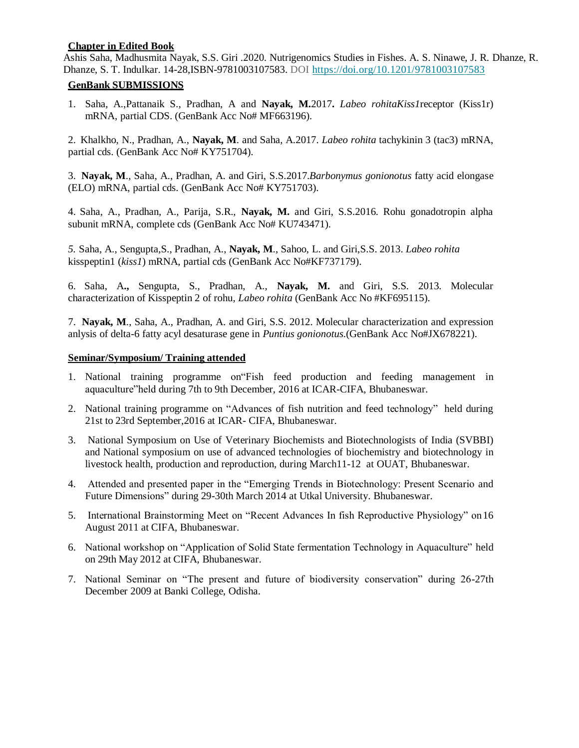**Chapter in Edited Book**

Ashis Saha, Madhusmita Nayak, S.S. Giri .2020. Nutrigenomics Studies in Fishes. A. S. Ninawe, J. R. Dhanze, R. Dhanze, S. T. Indulkar. 14-28,ISBN-9781003107583. DOI https://doi.org/10.1201/9781003107583

**GenBank SUBMISSIONS**

1. Saha, A.,Pattanaik S., Pradhan, A and **Nayak, M.**2017**.** *Labeo rohitaKiss1*receptor (Kiss1r) mRNA, partial CDS. (GenBank Acc No# MF663196).

2. Khalkho, N., Pradhan, A., **Nayak, M**. and Saha, A.2017. *Labeo rohita* tachykinin 3 (tac3) mRNA, partial cds. (GenBank Acc No# KY751704).

3. **Nayak, M**., Saha, A., Pradhan, A. and Giri, S.S.2017.*Barbonymus gonionotus* fatty acid elongase (ELO) mRNA, partial cds. (GenBank Acc No# KY751703).

4. Saha, A., Pradhan, A., Parija, S.R., **Nayak, M.** and Giri, S.S.2016. Rohu gonadotropin alpha subunit mRNA, complete cds (GenBank Acc No# KU743471).

*5.* Saha, A., Sengupta,S., Pradhan, A., **Nayak, M**., Sahoo, L. and Giri,S.S. 2013. *Labeo rohita* kisspeptin1 (*kiss1*) mRNA, partial cds (GenBank Acc No#KF737179).

6. Saha, A**.,** Sengupta, S., Pradhan, A., **Nayak, M.** and Giri, S.S. 2013. Molecular characterization of Kisspeptin 2 of rohu, *Labeo rohita* (GenBank Acc No #KF695115).

7. **Nayak, M**., Saha, A., Pradhan, A. and Giri, S.S. 2012. Molecular characterization and expression anlysis of delta-6 fatty acyl desaturase gene in *Puntius gonionotus*.(GenBank Acc No#JX678221).

**Seminar/Symposium/ Training attended**

1. National training programme on"Fish feed production and feeding management in aquaculture"held during 7th to 9th December, 2016 at ICAR-CIFA, Bhubaneswar.
2. National training programme on "Advances of fish nutrition and feed technology" held during 21st to 23rd September,2016 at ICAR- CIFA, Bhubaneswar.
3. National Symposium on Use of Veterinary Biochemists and Biotechnologists of India (SVBBI) and National symposium on use of advanced technologies of biochemistry and biotechnology in livestock health, production and reproduction, during March11-12 at OUAT, Bhubaneswar.
4. Attended and presented paper in the "Emerging Trends in Biotechnology: Present Scenario and Future Dimensions" during 29-30th March 2014 at Utkal University. Bhubaneswar.
5. International Brainstorming Meet on "Recent Advances In fish Reproductive Physiology" on 16 August 2011 at CIFA, Bhubaneswar.
6. National workshop on "Application of Solid State fermentation Technology in Aquaculture" held on 29th May 2012 at CIFA, Bhubaneswar.
7. National Seminar on "The present and future of biodiversity conservation" during 26-27th December 2009 at Banki College, Odisha.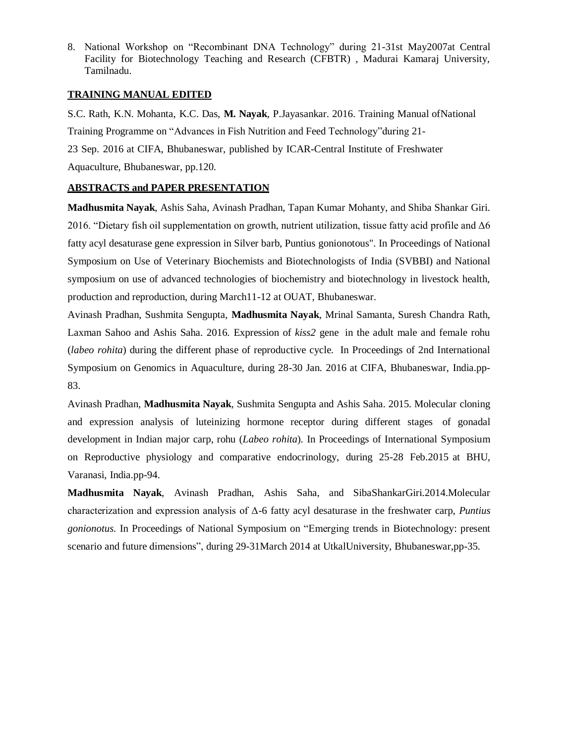8. National Workshop on "Recombinant DNA Technology" during 21-31st May2007at Central Facility for Biotechnology Teaching and Research (CFBTR) , Madurai Kamaraj University, Tamilnadu.

**TRAINING MANUAL EDITED**

S.C. Rath, K.N. Mohanta, K.C. Das, **M. Nayak**, P.Jayasankar. 2016. Training Manual ofNational Training Programme on "Advances in Fish Nutrition and Feed Technology"during 21-23 Sep. 2016 at CIFA, Bhubaneswar, published by ICAR-Central Institute of Freshwater Aquaculture, Bhubaneswar, pp.120.

**ABSTRACTS and PAPER PRESENTATION**

**Madhusmita Nayak**, Ashis Saha, Avinash Pradhan, Tapan Kumar Mohanty, and Shiba Shankar Giri. 2016. "Dietary fish oil supplementation on growth, nutrient utilization, tissue fatty acid profile and Δ6 fatty acyl desaturase gene expression in Silver barb, Puntius gonionotous". In Proceedings of National Symposium on Use of Veterinary Biochemists and Biotechnologists of India (SVBBI) and National symposium on use of advanced technologies of biochemistry and biotechnology in livestock health, production and reproduction, during March11-12 at OUAT, Bhubaneswar.

Avinash Pradhan, Sushmita Sengupta, **Madhusmita Nayak**, Mrinal Samanta, Suresh Chandra Rath, Laxman Sahoo and Ashis Saha. 2016. Expression of *kiss2* gene in the adult male and female rohu (*labeo rohita*) during the different phase of reproductive cycle. In Proceedings of 2nd International Symposium on Genomics in Aquaculture, during 28-30 Jan. 2016 at CIFA, Bhubaneswar, India.pp-83.

Avinash Pradhan, **Madhusmita Nayak**, Sushmita Sengupta and Ashis Saha. 2015. Molecular cloning and expression analysis of luteinizing hormone receptor during different stages of gonadal development in Indian major carp, rohu (*Labeo rohita*). In Proceedings of International Symposium on Reproductive physiology and comparative endocrinology, during 25-28 Feb.2015 at BHU, Varanasi, India.pp-94.

**Madhusmita Nayak**, Avinash Pradhan, Ashis Saha, and SibaShankarGiri.2014.Molecular characterization and expression analysis of Δ-6 fatty acyl desaturase in the freshwater carp, *Puntius gonionotus*. In Proceedings of National Symposium on "Emerging trends in Biotechnology: present scenario and future dimensions", during 29-31March 2014 at UtkalUniversity, Bhubaneswar,pp-35.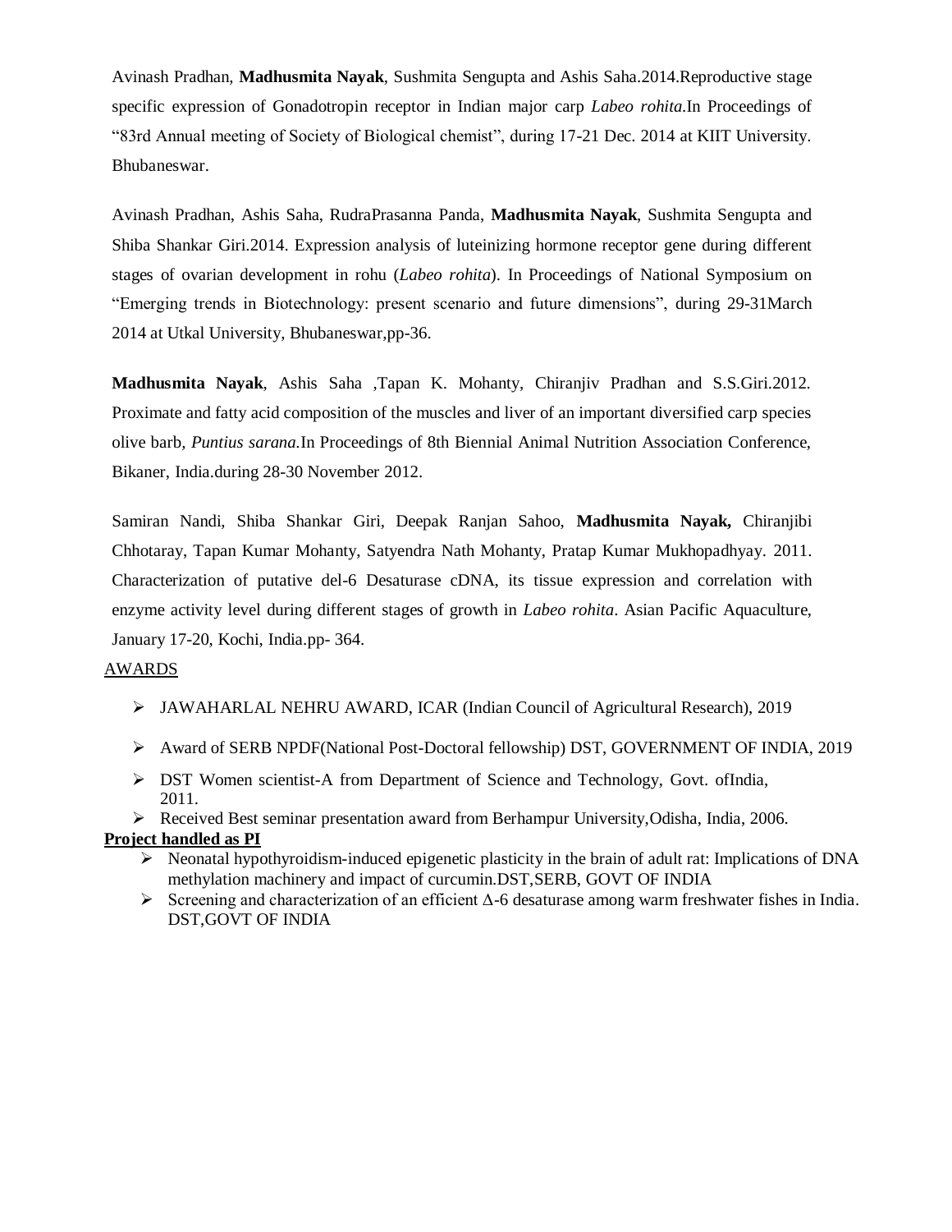Avinash Pradhan, **Madhusmita Nayak**, Sushmita Sengupta and Ashis Saha.2014.Reproductive stage specific expression of Gonadotropin receptor in Indian major carp *Labeo rohita*.In Proceedings of "83rd Annual meeting of Society of Biological chemist", during 17-21 Dec. 2014 at KIIT University. Bhubaneswar.

Avinash Pradhan, Ashis Saha, RudraPrasanna Panda, **Madhusmita Nayak**, Sushmita Sengupta and Shiba Shankar Giri.2014. Expression analysis of luteinizing hormone receptor gene during different stages of ovarian development in rohu (*Labeo rohita*). In Proceedings of National Symposium on "Emerging trends in Biotechnology: present scenario and future dimensions", during 29-31March 2014 at Utkal University, Bhubaneswar,pp-36.

**Madhusmita Nayak**, Ashis Saha ,Tapan K. Mohanty, Chiranjiv Pradhan and S.S.Giri.2012. Proximate and fatty acid composition of the muscles and liver of an important diversified carp species olive barb, *Puntius sarana*.In Proceedings of 8th Biennial Animal Nutrition Association Conference, Bikaner, India.during 28-30 November 2012.

Samiran Nandi, Shiba Shankar Giri, Deepak Ranjan Sahoo, **Madhusmita Nayak,** Chiranjibi Chhotaray, Tapan Kumar Mohanty, Satyendra Nath Mohanty, Pratap Kumar Mukhopadhyay. 2011. Characterization of putative del-6 Desaturase cDNA, its tissue expression and correlation with enzyme activity level during different stages of growth in *Labeo rohita*. Asian Pacific Aquaculture, January 17-20, Kochi, India.pp- 364.

AWARDS

- JAWAHARLAL NEHRU AWARD, ICAR (Indian Council of Agricultural Research), 2019
- Award of SERB NPDF(National Post-Doctoral fellowship) DST, GOVERNMENT OF INDIA, 2019
- DST Women scientist-A from Department of Science and Technology, Govt. ofIndia, 2011.
- Received Best seminar presentation award from Berhampur University,Odisha, India, 2006.

**Project handled as PI**

- Neonatal hypothyroidism-induced epigenetic plasticity in the brain of adult rat: Implications of DNA methylation machinery and impact of curcumin.DST,SERB, GOVT OF INDIA
- Screening and characterization of an efficient $\Delta$-6 desaturase among warm freshwater fishes in India. DST,GOVT OF INDIA